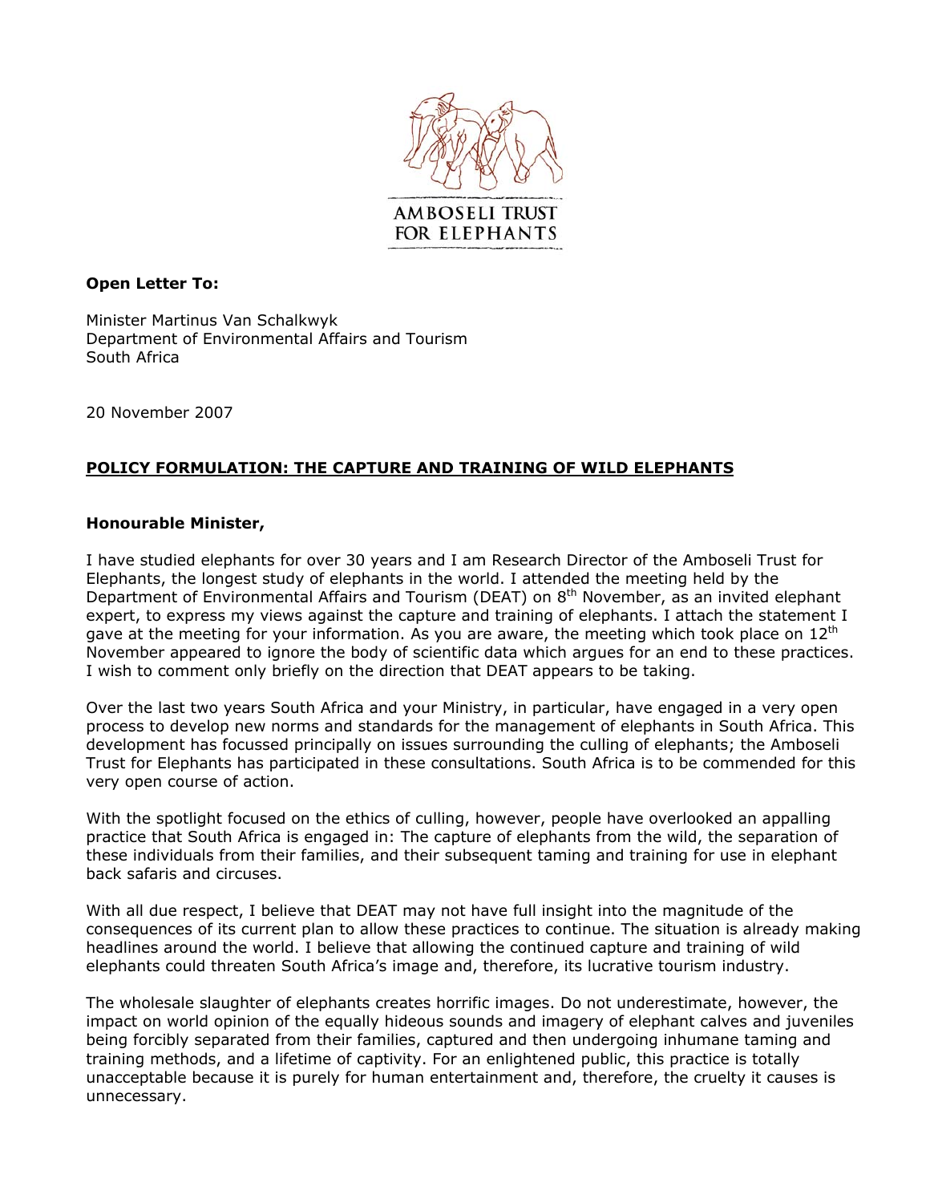AMBOSELI TRUST FOR ELEPHANTS

**Open Letter To:**

Minister Martinus Van Schalkwyk
Department of Environmental Affairs and Tourism
South Africa

20 November 2007

**POLICY FORMULATION: THE CAPTURE AND TRAINING OF WILD ELEPHANTS**

**Honourable Minister,**

I have studied elephants for over 30 years and I am Research Director of the Amboseli Trust for Elephants, the longest study of elephants in the world. I attended the meeting held by the Department of Environmental Affairs and Tourism (DEAT) on 8th November, as an invited elephant expert, to express my views against the capture and training of elephants. I attach the statement I gave at the meeting for your information. As you are aware, the meeting which took place on 12th November appeared to ignore the body of scientific data which argues for an end to these practices. I wish to comment only briefly on the direction that DEAT appears to be taking.

Over the last two years South Africa and your Ministry, in particular, have engaged in a very open process to develop new norms and standards for the management of elephants in South Africa. This development has focussed principally on issues surrounding the culling of elephants; the Amboseli Trust for Elephants has participated in these consultations. South Africa is to be commended for this very open course of action.

With the spotlight focused on the ethics of culling, however, people have overlooked an appalling practice that South Africa is engaged in: The capture of elephants from the wild, the separation of these individuals from their families, and their subsequent taming and training for use in elephant back safaris and circuses.

With all due respect, I believe that DEAT may not have full insight into the magnitude of the consequences of its current plan to allow these practices to continue. The situation is already making headlines around the world. I believe that allowing the continued capture and training of wild elephants could threaten South Africa's image and, therefore, its lucrative tourism industry.

The wholesale slaughter of elephants creates horrific images. Do not underestimate, however, the impact on world opinion of the equally hideous sounds and imagery of elephant calves and juveniles being forcibly separated from their families, captured and then undergoing inhumane taming and training methods, and a lifetime of captivity. For an enlightened public, this practice is totally unacceptable because it is purely for human entertainment and, therefore, the cruelty it causes is unnecessary.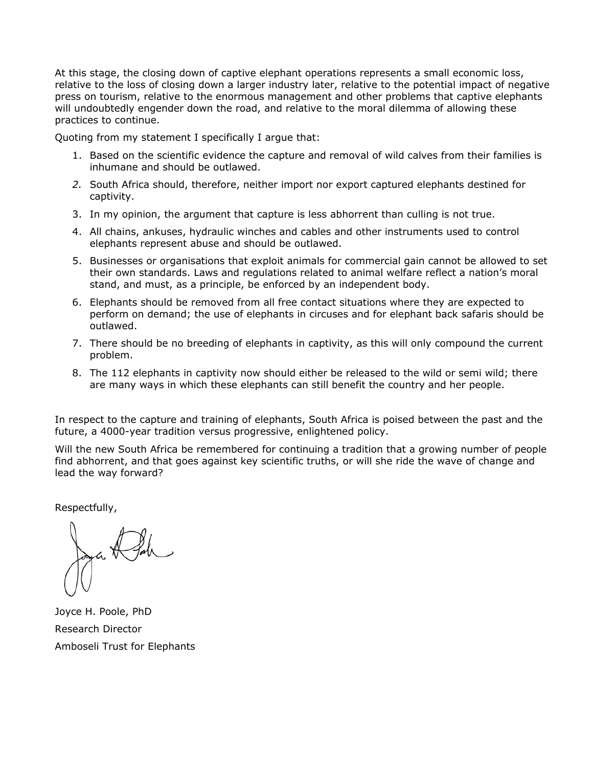At this stage, the closing down of captive elephant operations represents a small economic loss, relative to the loss of closing down a larger industry later, relative to the potential impact of negative press on tourism, relative to the enormous management and other problems that captive elephants will undoubtedly engender down the road, and relative to the moral dilemma of allowing these practices to continue.

Quoting from my statement I specifically I argue that:

1. Based on the scientific evidence the capture and removal of wild calves from their families is inhumane and should be outlawed.
2. South Africa should, therefore, neither import nor export captured elephants destined for captivity.
3. In my opinion, the argument that capture is less abhorrent than culling is not true.
4. All chains, ankuses, hydraulic winches and cables and other instruments used to control elephants represent abuse and should be outlawed.
5. Businesses or organisations that exploit animals for commercial gain cannot be allowed to set their own standards. Laws and regulations related to animal welfare reflect a nation's moral stand, and must, as a principle, be enforced by an independent body.
6. Elephants should be removed from all free contact situations where they are expected to perform on demand; the use of elephants in circuses and for elephant back safaris should be outlawed.
7. There should be no breeding of elephants in captivity, as this will only compound the current problem.
8. The 112 elephants in captivity now should either be released to the wild or semi wild; there are many ways in which these elephants can still benefit the country and her people.

In respect to the capture and training of elephants, South Africa is poised between the past and the future, a 4000-year tradition versus progressive, enlightened policy.

Will the new South Africa be remembered for continuing a tradition that a growing number of people find abhorrent, and that goes against key scientific truths, or will she ride the wave of change and lead the way forward?

Respectfully,

Joyce H. Poole, PhD
Research Director
Amboseli Trust for Elephants